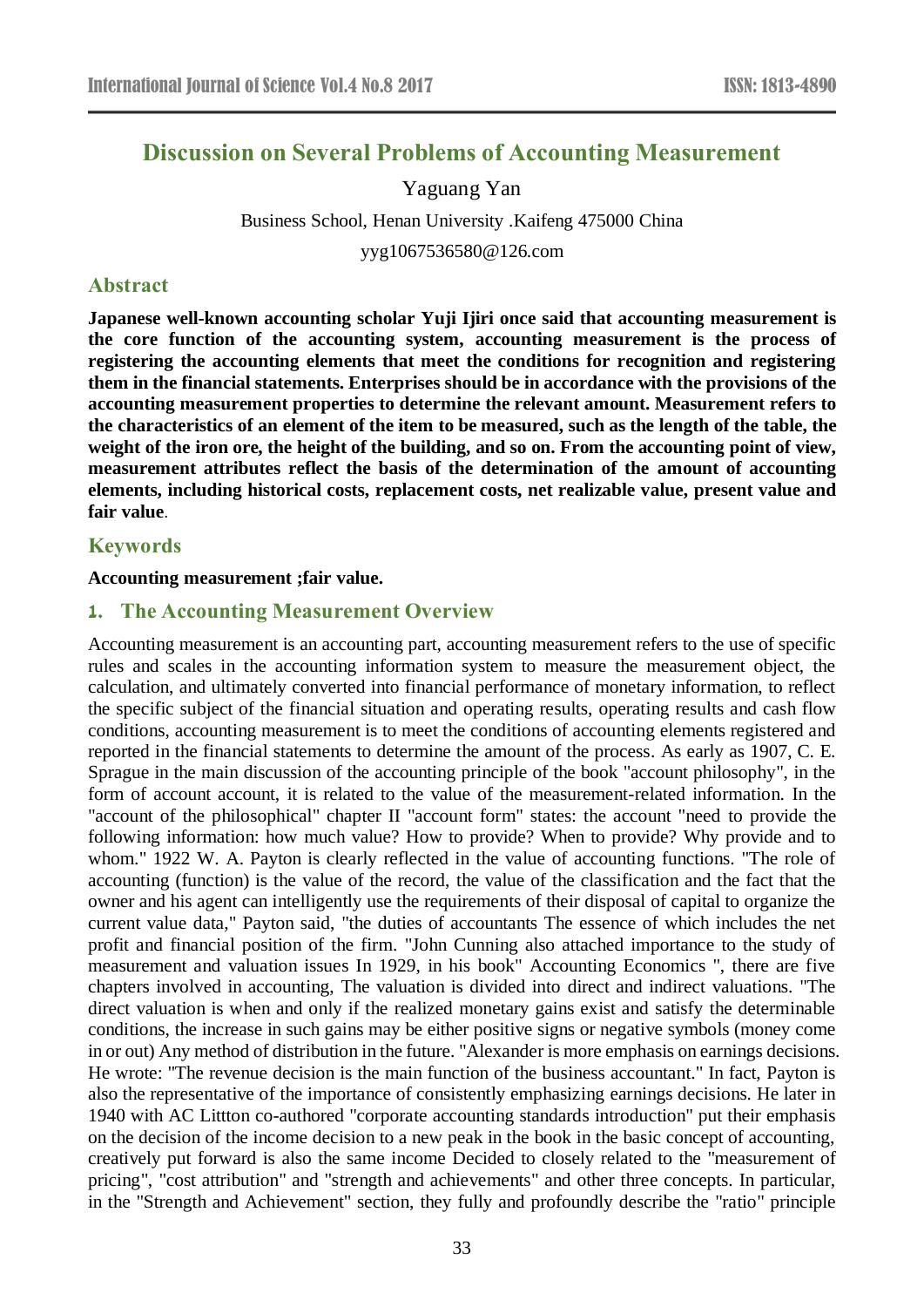# Discussion on Several Problems of Accounting Measurement

Yaguang Yan

Business School, Henan University .Kaifeng 475000 China

yyg1067536580@126.com

## Abstract

**Japanese well-known accounting scholar Yuji Ijiri once said that accounting measurement is the core function of the accounting system, accounting measurement is the process of registering the accounting elements that meet the conditions for recognition and registering them in the financial statements. Enterprises should be in accordance with the provisions of the accounting measurement properties to determine the relevant amount. Measurement refers to the characteristics of an element of the item to be measured, such as the length of the table, the weight of the iron ore, the height of the building, and so on. From the accounting point of view, measurement attributes reflect the basis of the determination of the amount of accounting elements, including historical costs, replacement costs, net realizable value, present value and fair value**.

## Keywords

**Accounting measurement ;fair value.**

## 1. The Accounting Measurement Overview

Accounting measurement is an accounting part, accounting measurement refers to the use of specific rules and scales in the accounting information system to measure the measurement object, the calculation, and ultimately converted into financial performance of monetary information, to reflect the specific subject of the financial situation and operating results, operating results and cash flow conditions, accounting measurement is to meet the conditions of accounting elements registered and reported in the financial statements to determine the amount of the process. As early as 1907, C. E. Sprague in the main discussion of the accounting principle of the book "account philosophy", in the form of account account, it is related to the value of the measurement-related information. In the "account of the philosophical" chapter II "account form" states: the account "need to provide the following information: how much value? How to provide? When to provide? Why provide and to whom." 1922 W. A. Payton is clearly reflected in the value of accounting functions. "The role of accounting (function) is the value of the record, the value of the classification and the fact that the owner and his agent can intelligently use the requirements of their disposal of capital to organize the current value data," Payton said, "the duties of accountants The essence of which includes the net profit and financial position of the firm. "John Cunning also attached importance to the study of measurement and valuation issues In 1929, in his book" Accounting Economics ", there are five chapters involved in accounting, The valuation is divided into direct and indirect valuations. "The direct valuation is when and only if the realized monetary gains exist and satisfy the determinable conditions, the increase in such gains may be either positive signs or negative symbols (money come in or out) Any method of distribution in the future. "Alexander is more emphasis on earnings decisions. He wrote: "The revenue decision is the main function of the business accountant." In fact, Payton is also the representative of the importance of consistently emphasizing earnings decisions. He later in 1940 with AC Littton co-authored "corporate accounting standards introduction" put their emphasis on the decision of the income decision to a new peak in the book in the basic concept of accounting, creatively put forward is also the same income Decided to closely related to the "measurement of pricing", "cost attribution" and "strength and achievements" and other three concepts. In particular, in the "Strength and Achievement" section, they fully and profoundly describe the "ratio" principle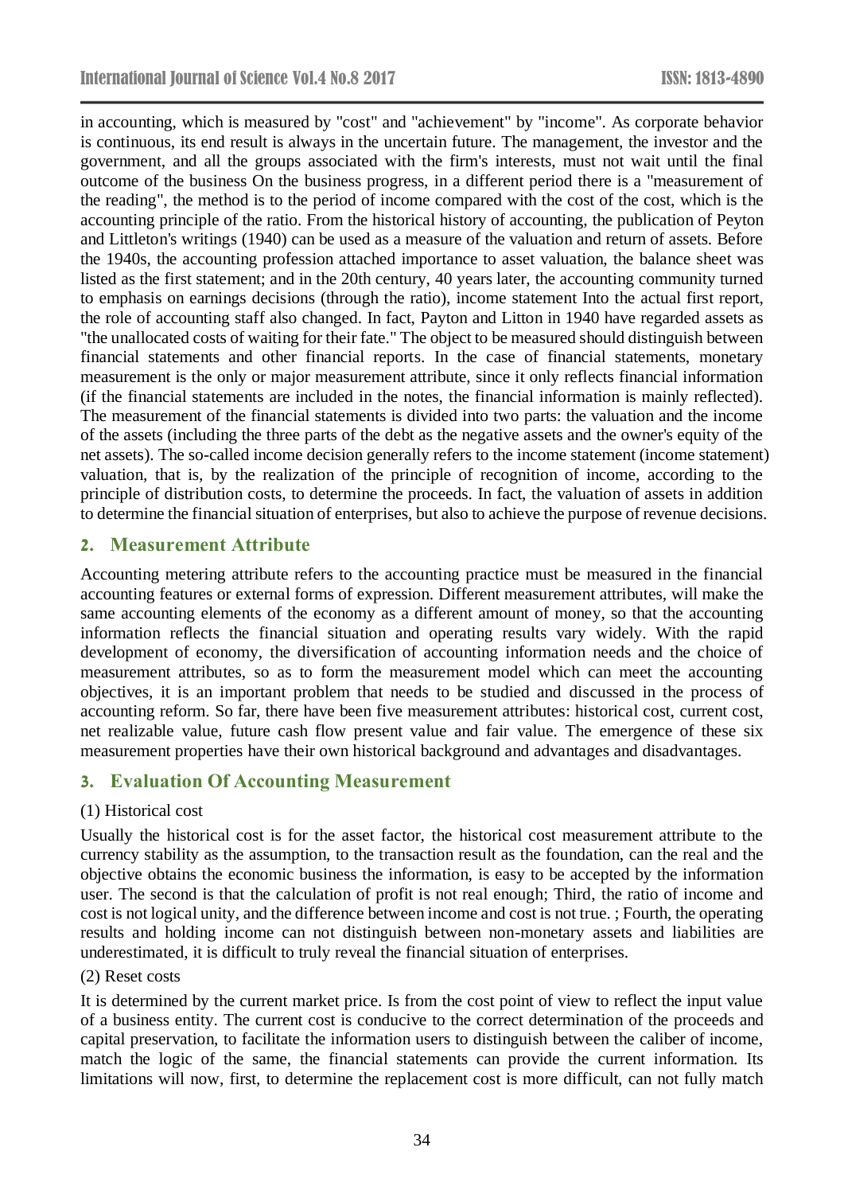in accounting, which is measured by "cost" and "achievement" by "income". As corporate behavior is continuous, its end result is always in the uncertain future. The management, the investor and the government, and all the groups associated with the firm's interests, must not wait until the final outcome of the business On the business progress, in a different period there is a "measurement of the reading", the method is to the period of income compared with the cost of the cost, which is the accounting principle of the ratio. From the historical history of accounting, the publication of Peyton and Littleton's writings (1940) can be used as a measure of the valuation and return of assets. Before the 1940s, the accounting profession attached importance to asset valuation, the balance sheet was listed as the first statement; and in the 20th century, 40 years later, the accounting community turned to emphasis on earnings decisions (through the ratio), income statement Into the actual first report, the role of accounting staff also changed. In fact, Payton and Litton in 1940 have regarded assets as "the unallocated costs of waiting for their fate." The object to be measured should distinguish between financial statements and other financial reports. In the case of financial statements, monetary measurement is the only or major measurement attribute, since it only reflects financial information (if the financial statements are included in the notes, the financial information is mainly reflected). The measurement of the financial statements is divided into two parts: the valuation and the income of the assets (including the three parts of the debt as the negative assets and the owner's equity of the net assets). The so-called income decision generally refers to the income statement (income statement) valuation, that is, by the realization of the principle of recognition of income, according to the principle of distribution costs, to determine the proceeds. In fact, the valuation of assets in addition to determine the financial situation of enterprises, but also to achieve the purpose of revenue decisions.

## 2. Measurement Attribute

Accounting metering attribute refers to the accounting practice must be measured in the financial accounting features or external forms of expression. Different measurement attributes, will make the same accounting elements of the economy as a different amount of money, so that the accounting information reflects the financial situation and operating results vary widely. With the rapid development of economy, the diversification of accounting information needs and the choice of measurement attributes, so as to form the measurement model which can meet the accounting objectives, it is an important problem that needs to be studied and discussed in the process of accounting reform. So far, there have been five measurement attributes: historical cost, current cost, net realizable value, future cash flow present value and fair value. The emergence of these six measurement properties have their own historical background and advantages and disadvantages.

## 3. Evaluation Of Accounting Measurement

(1) Historical cost

Usually the historical cost is for the asset factor, the historical cost measurement attribute to the currency stability as the assumption, to the transaction result as the foundation, can the real and the objective obtains the economic business the information, is easy to be accepted by the information user. The second is that the calculation of profit is not real enough; Third, the ratio of income and cost is not logical unity, and the difference between income and cost is not true. ; Fourth, the operating results and holding income can not distinguish between non-monetary assets and liabilities are underestimated, it is difficult to truly reveal the financial situation of enterprises.

(2) Reset costs

It is determined by the current market price. Is from the cost point of view to reflect the input value of a business entity. The current cost is conducive to the correct determination of the proceeds and capital preservation, to facilitate the information users to distinguish between the caliber of income, match the logic of the same, the financial statements can provide the current information. Its limitations will now, first, to determine the replacement cost is more difficult, can not fully match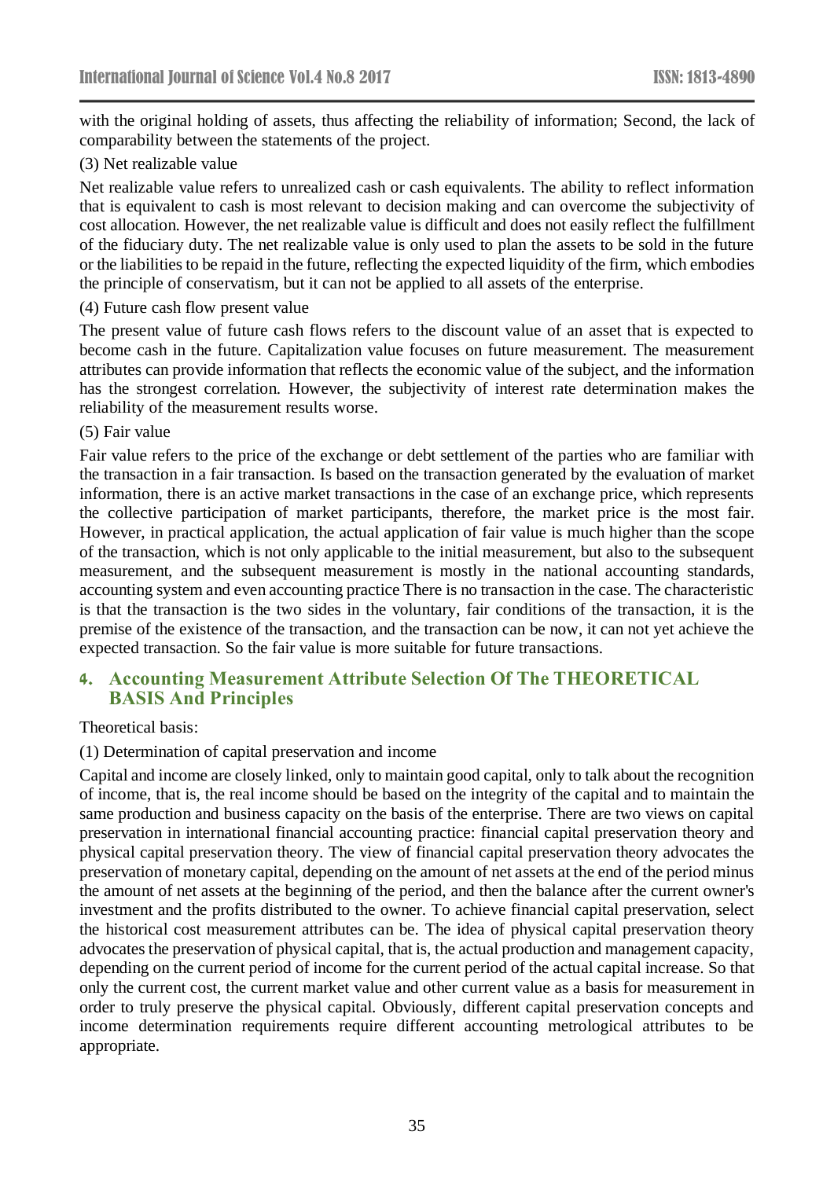with the original holding of assets, thus affecting the reliability of information; Second, the lack of comparability between the statements of the project.

(3) Net realizable value

Net realizable value refers to unrealized cash or cash equivalents. The ability to reflect information that is equivalent to cash is most relevant to decision making and can overcome the subjectivity of cost allocation. However, the net realizable value is difficult and does not easily reflect the fulfillment of the fiduciary duty. The net realizable value is only used to plan the assets to be sold in the future or the liabilities to be repaid in the future, reflecting the expected liquidity of the firm, which embodies the principle of conservatism, but it can not be applied to all assets of the enterprise.

(4) Future cash flow present value

The present value of future cash flows refers to the discount value of an asset that is expected to become cash in the future. Capitalization value focuses on future measurement. The measurement attributes can provide information that reflects the economic value of the subject, and the information has the strongest correlation. However, the subjectivity of interest rate determination makes the reliability of the measurement results worse.

(5) Fair value

Fair value refers to the price of the exchange or debt settlement of the parties who are familiar with the transaction in a fair transaction. Is based on the transaction generated by the evaluation of market information, there is an active market transactions in the case of an exchange price, which represents the collective participation of market participants, therefore, the market price is the most fair. However, in practical application, the actual application of fair value is much higher than the scope of the transaction, which is not only applicable to the initial measurement, but also to the subsequent measurement, and the subsequent measurement is mostly in the national accounting standards, accounting system and even accounting practice There is no transaction in the case. The characteristic is that the transaction is the two sides in the voluntary, fair conditions of the transaction, it is the premise of the existence of the transaction, and the transaction can be now, it can not yet achieve the expected transaction. So the fair value is more suitable for future transactions.

## 4. Accounting Measurement Attribute Selection Of The THEORETICAL BASIS And Principles

Theoretical basis:

(1) Determination of capital preservation and income

Capital and income are closely linked, only to maintain good capital, only to talk about the recognition of income, that is, the real income should be based on the integrity of the capital and to maintain the same production and business capacity on the basis of the enterprise. There are two views on capital preservation in international financial accounting practice: financial capital preservation theory and physical capital preservation theory. The view of financial capital preservation theory advocates the preservation of monetary capital, depending on the amount of net assets at the end of the period minus the amount of net assets at the beginning of the period, and then the balance after the current owner's investment and the profits distributed to the owner. To achieve financial capital preservation, select the historical cost measurement attributes can be. The idea of physical capital preservation theory advocates the preservation of physical capital, that is, the actual production and management capacity, depending on the current period of income for the current period of the actual capital increase. So that only the current cost, the current market value and other current value as a basis for measurement in order to truly preserve the physical capital. Obviously, different capital preservation concepts and income determination requirements require different accounting metrological attributes to be appropriate.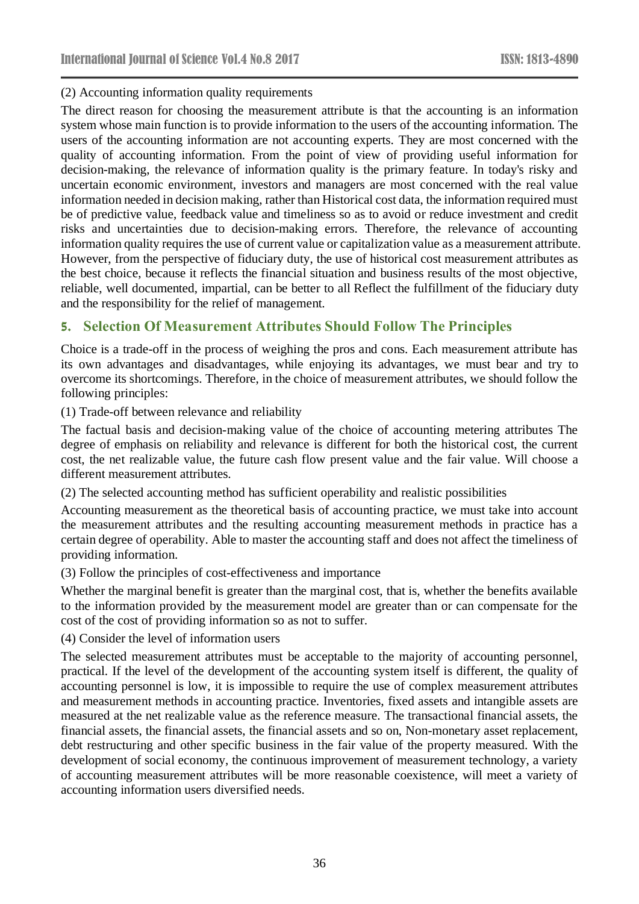(2) Accounting information quality requirements

The direct reason for choosing the measurement attribute is that the accounting is an information system whose main function is to provide information to the users of the accounting information. The users of the accounting information are not accounting experts. They are most concerned with the quality of accounting information. From the point of view of providing useful information for decision-making, the relevance of information quality is the primary feature. In today's risky and uncertain economic environment, investors and managers are most concerned with the real value information needed in decision making, rather than Historical cost data, the information required must be of predictive value, feedback value and timeliness so as to avoid or reduce investment and credit risks and uncertainties due to decision-making errors. Therefore, the relevance of accounting information quality requires the use of current value or capitalization value as a measurement attribute. However, from the perspective of fiduciary duty, the use of historical cost measurement attributes as the best choice, because it reflects the financial situation and business results of the most objective, reliable, well documented, impartial, can be better to all Reflect the fulfillment of the fiduciary duty and the responsibility for the relief of management.

## 5. Selection Of Measurement Attributes Should Follow The Principles

Choice is a trade-off in the process of weighing the pros and cons. Each measurement attribute has its own advantages and disadvantages, while enjoying its advantages, we must bear and try to overcome its shortcomings. Therefore, in the choice of measurement attributes, we should follow the following principles:

(1) Trade-off between relevance and reliability

The factual basis and decision-making value of the choice of accounting metering attributes The degree of emphasis on reliability and relevance is different for both the historical cost, the current cost, the net realizable value, the future cash flow present value and the fair value. Will choose a different measurement attributes.

(2) The selected accounting method has sufficient operability and realistic possibilities

Accounting measurement as the theoretical basis of accounting practice, we must take into account the measurement attributes and the resulting accounting measurement methods in practice has a certain degree of operability. Able to master the accounting staff and does not affect the timeliness of providing information.

(3) Follow the principles of cost-effectiveness and importance

Whether the marginal benefit is greater than the marginal cost, that is, whether the benefits available to the information provided by the measurement model are greater than or can compensate for the cost of the cost of providing information so as not to suffer.

(4) Consider the level of information users

The selected measurement attributes must be acceptable to the majority of accounting personnel, practical. If the level of the development of the accounting system itself is different, the quality of accounting personnel is low, it is impossible to require the use of complex measurement attributes and measurement methods in accounting practice. Inventories, fixed assets and intangible assets are measured at the net realizable value as the reference measure. The transactional financial assets, the financial assets, the financial assets, the financial assets and so on, Non-monetary asset replacement, debt restructuring and other specific business in the fair value of the property measured. With the development of social economy, the continuous improvement of measurement technology, a variety of accounting measurement attributes will be more reasonable coexistence, will meet a variety of accounting information users diversified needs.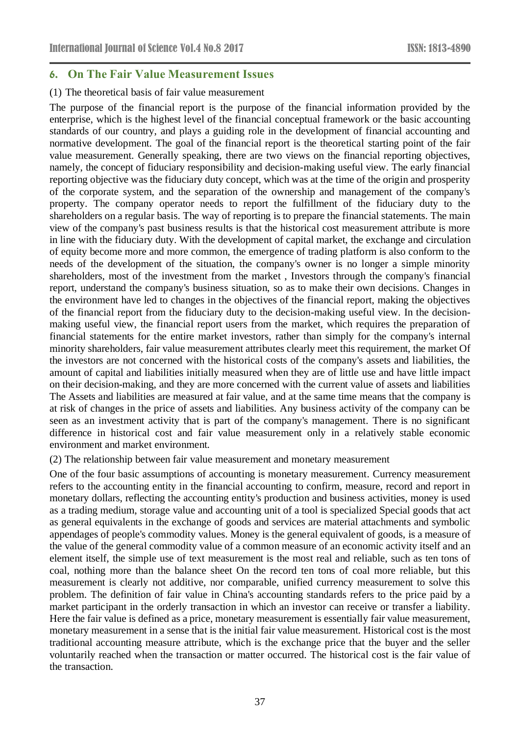## 6. On The Fair Value Measurement Issues

(1) The theoretical basis of fair value measurement

The purpose of the financial report is the purpose of the financial information provided by the enterprise, which is the highest level of the financial conceptual framework or the basic accounting standards of our country, and plays a guiding role in the development of financial accounting and normative development. The goal of the financial report is the theoretical starting point of the fair value measurement. Generally speaking, there are two views on the financial reporting objectives, namely, the concept of fiduciary responsibility and decision-making useful view. The early financial reporting objective was the fiduciary duty concept, which was at the time of the origin and prosperity of the corporate system, and the separation of the ownership and management of the company's property. The company operator needs to report the fulfillment of the fiduciary duty to the shareholders on a regular basis. The way of reporting is to prepare the financial statements. The main view of the company's past business results is that the historical cost measurement attribute is more in line with the fiduciary duty. With the development of capital market, the exchange and circulation of equity become more and more common, the emergence of trading platform is also conform to the needs of the development of the situation, the company's owner is no longer a simple minority shareholders, most of the investment from the market , Investors through the company's financial report, understand the company's business situation, so as to make their own decisions. Changes in the environment have led to changes in the objectives of the financial report, making the objectives of the financial report from the fiduciary duty to the decision-making useful view. In the decision-making useful view, the financial report users from the market, which requires the preparation of financial statements for the entire market investors, rather than simply for the company's internal minority shareholders, fair value measurement attributes clearly meet this requirement, the market Of the investors are not concerned with the historical costs of the company's assets and liabilities, the amount of capital and liabilities initially measured when they are of little use and have little impact on their decision-making, and they are more concerned with the current value of assets and liabilities The Assets and liabilities are measured at fair value, and at the same time means that the company is at risk of changes in the price of assets and liabilities. Any business activity of the company can be seen as an investment activity that is part of the company's management. There is no significant difference in historical cost and fair value measurement only in a relatively stable economic environment and market environment.

(2) The relationship between fair value measurement and monetary measurement

One of the four basic assumptions of accounting is monetary measurement. Currency measurement refers to the accounting entity in the financial accounting to confirm, measure, record and report in monetary dollars, reflecting the accounting entity's production and business activities, money is used as a trading medium, storage value and accounting unit of a tool is specialized Special goods that act as general equivalents in the exchange of goods and services are material attachments and symbolic appendages of people's commodity values. Money is the general equivalent of goods, is a measure of the value of the general commodity value of a common measure of an economic activity itself and an element itself, the simple use of text measurement is the most real and reliable, such as ten tons of coal, nothing more than the balance sheet On the record ten tons of coal more reliable, but this measurement is clearly not additive, nor comparable, unified currency measurement to solve this problem. The definition of fair value in China's accounting standards refers to the price paid by a market participant in the orderly transaction in which an investor can receive or transfer a liability. Here the fair value is defined as a price, monetary measurement is essentially fair value measurement, monetary measurement in a sense that is the initial fair value measurement. Historical cost is the most traditional accounting measure attribute, which is the exchange price that the buyer and the seller voluntarily reached when the transaction or matter occurred. The historical cost is the fair value of the transaction.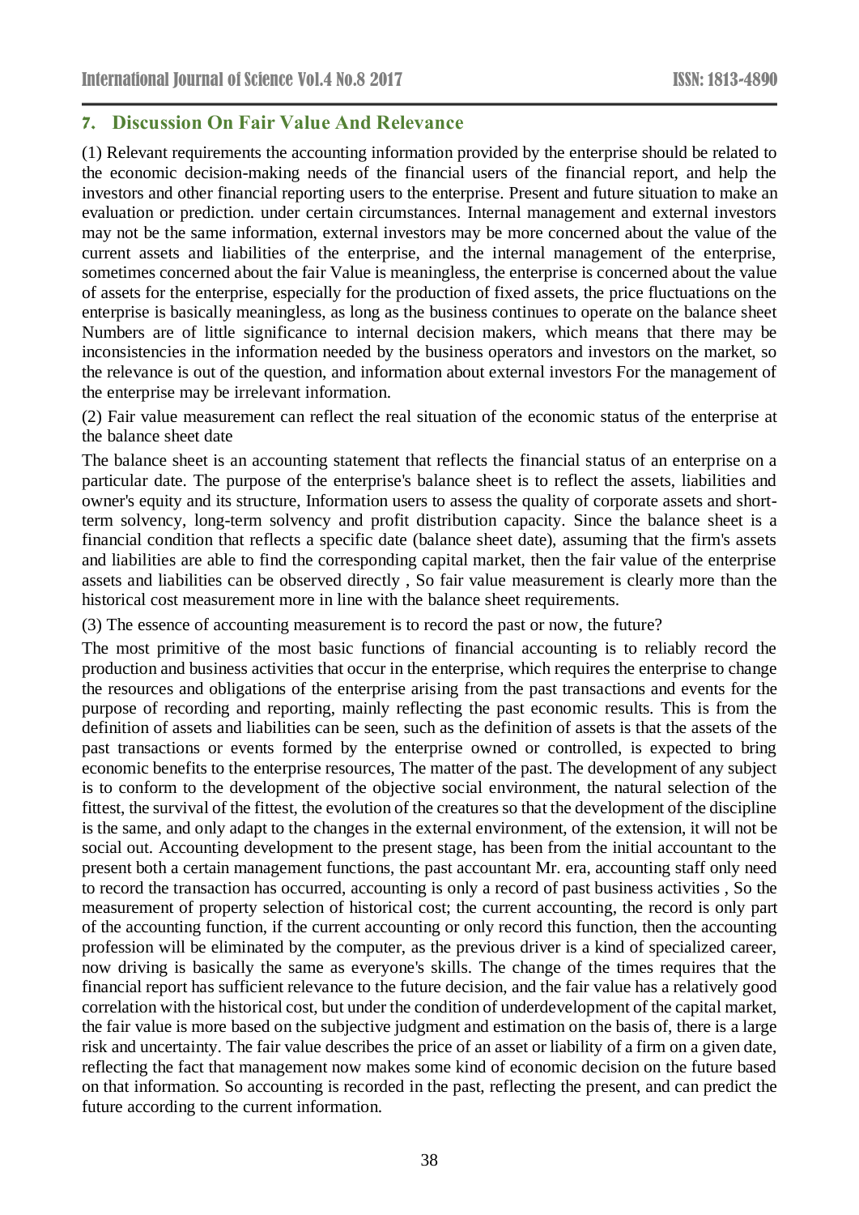## 7. Discussion On Fair Value And Relevance

(1) Relevant requirements the accounting information provided by the enterprise should be related to the economic decision-making needs of the financial users of the financial report, and help the investors and other financial reporting users to the enterprise. Present and future situation to make an evaluation or prediction. under certain circumstances. Internal management and external investors may not be the same information, external investors may be more concerned about the value of the current assets and liabilities of the enterprise, and the internal management of the enterprise, sometimes concerned about the fair Value is meaningless, the enterprise is concerned about the value of assets for the enterprise, especially for the production of fixed assets, the price fluctuations on the enterprise is basically meaningless, as long as the business continues to operate on the balance sheet Numbers are of little significance to internal decision makers, which means that there may be inconsistencies in the information needed by the business operators and investors on the market, so the relevance is out of the question, and information about external investors For the management of the enterprise may be irrelevant information.

(2) Fair value measurement can reflect the real situation of the economic status of the enterprise at the balance sheet date

The balance sheet is an accounting statement that reflects the financial status of an enterprise on a particular date. The purpose of the enterprise's balance sheet is to reflect the assets, liabilities and owner's equity and its structure, Information users to assess the quality of corporate assets and short-term solvency, long-term solvency and profit distribution capacity. Since the balance sheet is a financial condition that reflects a specific date (balance sheet date), assuming that the firm's assets and liabilities are able to find the corresponding capital market, then the fair value of the enterprise assets and liabilities can be observed directly , So fair value measurement is clearly more than the historical cost measurement more in line with the balance sheet requirements.

(3) The essence of accounting measurement is to record the past or now, the future?

The most primitive of the most basic functions of financial accounting is to reliably record the production and business activities that occur in the enterprise, which requires the enterprise to change the resources and obligations of the enterprise arising from the past transactions and events for the purpose of recording and reporting, mainly reflecting the past economic results. This is from the definition of assets and liabilities can be seen, such as the definition of assets is that the assets of the past transactions or events formed by the enterprise owned or controlled, is expected to bring economic benefits to the enterprise resources, The matter of the past. The development of any subject is to conform to the development of the objective social environment, the natural selection of the fittest, the survival of the fittest, the evolution of the creatures so that the development of the discipline is the same, and only adapt to the changes in the external environment, of the extension, it will not be social out. Accounting development to the present stage, has been from the initial accountant to the present both a certain management functions, the past accountant Mr. era, accounting staff only need to record the transaction has occurred, accounting is only a record of past business activities , So the measurement of property selection of historical cost; the current accounting, the record is only part of the accounting function, if the current accounting or only record this function, then the accounting profession will be eliminated by the computer, as the previous driver is a kind of specialized career, now driving is basically the same as everyone's skills. The change of the times requires that the financial report has sufficient relevance to the future decision, and the fair value has a relatively good correlation with the historical cost, but under the condition of underdevelopment of the capital market, the fair value is more based on the subjective judgment and estimation on the basis of, there is a large risk and uncertainty. The fair value describes the price of an asset or liability of a firm on a given date, reflecting the fact that management now makes some kind of economic decision on the future based on that information. So accounting is recorded in the past, reflecting the present, and can predict the future according to the current information.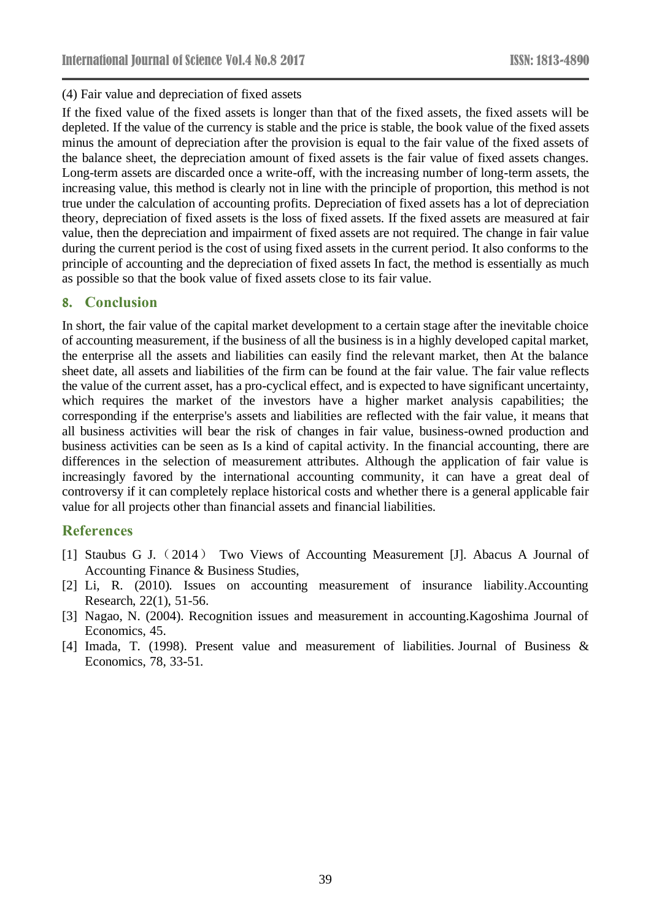(4) Fair value and depreciation of fixed assets

If the fixed value of the fixed assets is longer than that of the fixed assets, the fixed assets will be depleted. If the value of the currency is stable and the price is stable, the book value of the fixed assets minus the amount of depreciation after the provision is equal to the fair value of the fixed assets of the balance sheet, the depreciation amount of fixed assets is the fair value of fixed assets changes. Long-term assets are discarded once a write-off, with the increasing number of long-term assets, the increasing value, this method is clearly not in line with the principle of proportion, this method is not true under the calculation of accounting profits. Depreciation of fixed assets has a lot of depreciation theory, depreciation of fixed assets is the loss of fixed assets. If the fixed assets are measured at fair value, then the depreciation and impairment of fixed assets are not required. The change in fair value during the current period is the cost of using fixed assets in the current period. It also conforms to the principle of accounting and the depreciation of fixed assets In fact, the method is essentially as much as possible so that the book value of fixed assets close to its fair value.

## 8. Conclusion

In short, the fair value of the capital market development to a certain stage after the inevitable choice of accounting measurement, if the business of all the business is in a highly developed capital market, the enterprise all the assets and liabilities can easily find the relevant market, then At the balance sheet date, all assets and liabilities of the firm can be found at the fair value. The fair value reflects the value of the current asset, has a pro-cyclical effect, and is expected to have significant uncertainty, which requires the market of the investors have a higher market analysis capabilities; the corresponding if the enterprise's assets and liabilities are reflected with the fair value, it means that all business activities will bear the risk of changes in fair value, business-owned production and business activities can be seen as Is a kind of capital activity. In the financial accounting, there are differences in the selection of measurement attributes. Although the application of fair value is increasingly favored by the international accounting community, it can have a great deal of controversy if it can completely replace historical costs and whether there is a general applicable fair value for all projects other than financial assets and financial liabilities.

## References

[1] Staubus G J.（2014） Two Views of Accounting Measurement [J]. Abacus A Journal of Accounting Finance & Business Studies,

[2] Li, R. (2010). Issues on accounting measurement of insurance liability.Accounting Research, 22(1), 51-56.

[3] Nagao, N. (2004). Recognition issues and measurement in accounting.Kagoshima Journal of Economics, 45.

[4] Imada, T. (1998). Present value and measurement of liabilities. Journal of Business & Economics, 78, 33-51.